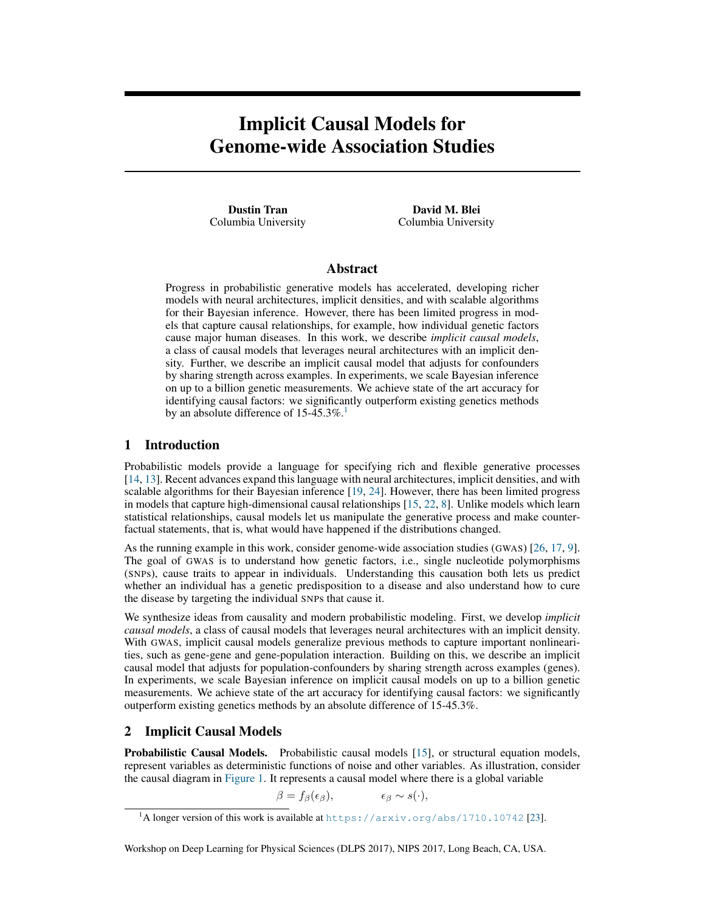# Implicit Causal Models for Genome-wide Association Studies

**Dustin Tran**
Columbia University

**David M. Blei**
Columbia University

## Abstract

Progress in probabilistic generative models has accelerated, developing richer models with neural architectures, implicit densities, and with scalable algorithms for their Bayesian inference. However, there has been limited progress in models that capture causal relationships, for example, how individual genetic factors cause major human diseases. In this work, we describe *implicit causal models*, a class of causal models that leverages neural architectures with an implicit density. Further, we describe an implicit causal model that adjusts for confounders by sharing strength across examples. In experiments, we scale Bayesian inference on up to a billion genetic measurements. We achieve state of the art accuracy for identifying causal factors: we significantly outperform existing genetics methods by an absolute difference of 15-45.3%.[1]

## 1 Introduction

Probabilistic models provide a language for specifying rich and flexible generative processes [14, 13]. Recent advances expand this language with neural architectures, implicit densities, and with scalable algorithms for their Bayesian inference [19, 24]. However, there has been limited progress in models that capture high-dimensional causal relationships [15, 22, 8]. Unlike models which learn statistical relationships, causal models let us manipulate the generative process and make counterfactual statements, that is, what would have happened if the distributions changed.

As the running example in this work, consider genome-wide association studies (GWAS) [26, 17, 9]. The goal of GWAS is to understand how genetic factors, i.e., single nucleotide polymorphisms (SNPs), cause traits to appear in individuals. Understanding this causation both lets us predict whether an individual has a genetic predisposition to a disease and also understand how to cure the disease by targeting the individual SNPs that cause it.

We synthesize ideas from causality and modern probabilistic modeling. First, we develop *implicit causal models*, a class of causal models that leverages neural architectures with an implicit density. With GWAS, implicit causal models generalize previous methods to capture important nonlinearities, such as gene-gene and gene-population interaction. Building on this, we describe an implicit causal model that adjusts for population-confounders by sharing strength across examples (genes). In experiments, we scale Bayesian inference on implicit causal models on up to a billion genetic measurements. We achieve state of the art accuracy for identifying causal factors: we significantly outperform existing genetics methods by an absolute difference of 15-45.3%.

## 2 Implicit Causal Models

**Probabilistic Causal Models.** Probabilistic causal models [15], or structural equation models, represent variables as deterministic functions of noise and other variables. As illustration, consider the causal diagram in Figure 1. It represents a causal model where there is a global variable

$$\beta = f_\beta(\epsilon_\beta), \qquad \epsilon_\beta \sim s(\cdot),$$

[1] A longer version of this work is available at https://arxiv.org/abs/1710.10742 [23].

Workshop on Deep Learning for Physical Sciences (DLPS 2017), NIPS 2017, Long Beach, CA, USA.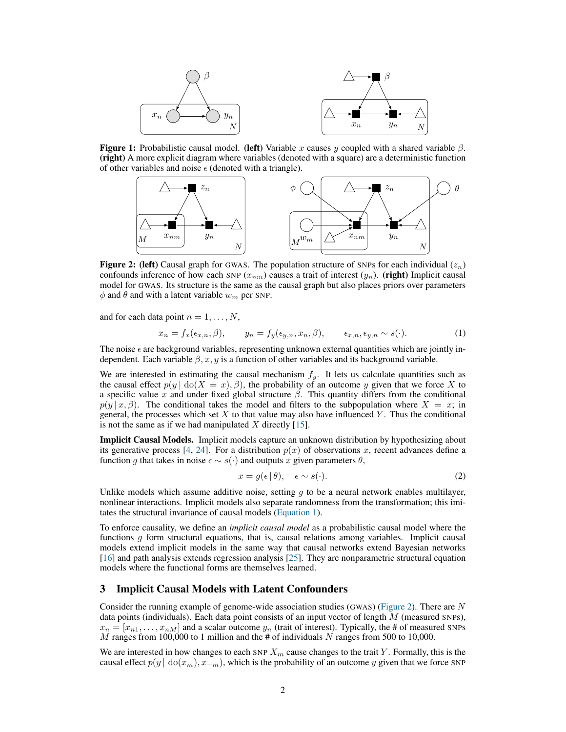**Figure 1:** Probabilistic causal model. **(left)** Variable $x$ causes $y$ coupled with a shared variable $\beta$. **(right)** A more explicit diagram where variables (denoted with a square) are a deterministic function of other variables and noise $\epsilon$ (denoted with a triangle).

**Figure 2:** **(left)** Causal graph for GWAS. The population structure of SNPs for each individual ($z_n$) confounds inference of how each SNP ($x_{nm}$) causes a trait of interest ($y_n$). **(right)** Implicit causal model for GWAS. Its structure is the same as the causal graph but also places priors over parameters $\phi$ and $\theta$ and with a latent variable $w_m$ per SNP.

and for each data point $n = 1, \ldots, N$,

$$x_n = f_x(\epsilon_{x,n}, \beta), \qquad y_n = f_y(\epsilon_{y,n}, x_n, \beta), \qquad \epsilon_{x,n}, \epsilon_{y,n} \sim s(\cdot). \tag{1}$$

The noise $\epsilon$ are background variables, representing unknown external quantities which are jointly independent. Each variable $\beta, x, y$ is a function of other variables and its background variable.

We are interested in estimating the causal mechanism $f_y$. It lets us calculate quantities such as the causal effect $p(y \mid \mathrm{do}(X = x), \beta)$, the probability of an outcome $y$ given that we force $X$ to a specific value $x$ and under fixed global structure $\beta$. This quantity differs from the conditional $p(y \mid x, \beta)$. The conditional takes the model and filters to the subpopulation where $X = x$; in general, the processes which set $X$ to that value may also have influenced $Y$. Thus the conditional is not the same as if we had manipulated $X$ directly [15].

**Implicit Causal Models.** Implicit models capture an unknown distribution by hypothesizing about its generative process [4, 24]. For a distribution $p(x)$ of observations $x$, recent advances define a function $g$ that takes in noise $\epsilon \sim s(\cdot)$ and outputs $x$ given parameters $\theta$,

$$x = g(\epsilon \mid \theta), \quad \epsilon \sim s(\cdot). \tag{2}$$

Unlike models which assume additive noise, setting $g$ to be a neural network enables multilayer, nonlinear interactions. Implicit models also separate randomness from the transformation; this imitates the structural invariance of causal models (Equation 1).

To enforce causality, we define an *implicit causal model* as a probabilistic causal model where the functions $g$ form structural equations, that is, causal relations among variables. Implicit causal models extend implicit models in the same way that causal networks extend Bayesian networks [16] and path analysis extends regression analysis [25]. They are nonparametric structural equation models where the functional forms are themselves learned.

## 3 Implicit Causal Models with Latent Confounders

Consider the running example of genome-wide association studies (GWAS) (Figure 2). There are $N$ data points (individuals). Each data point consists of an input vector of length $M$ (measured SNPs), $x_n = [x_{n1}, \ldots, x_{nM}]$ and a scalar outcome $y_n$ (trait of interest). Typically, the # of measured SNPs $M$ ranges from 100,000 to 1 million and the # of individuals $N$ ranges from 500 to 10,000.

We are interested in how changes to each SNP $X_m$ cause changes to the trait $Y$. Formally, this is the causal effect $p(y \mid \mathrm{do}(x_m), x_{-m})$, which is the probability of an outcome $y$ given that we force SNP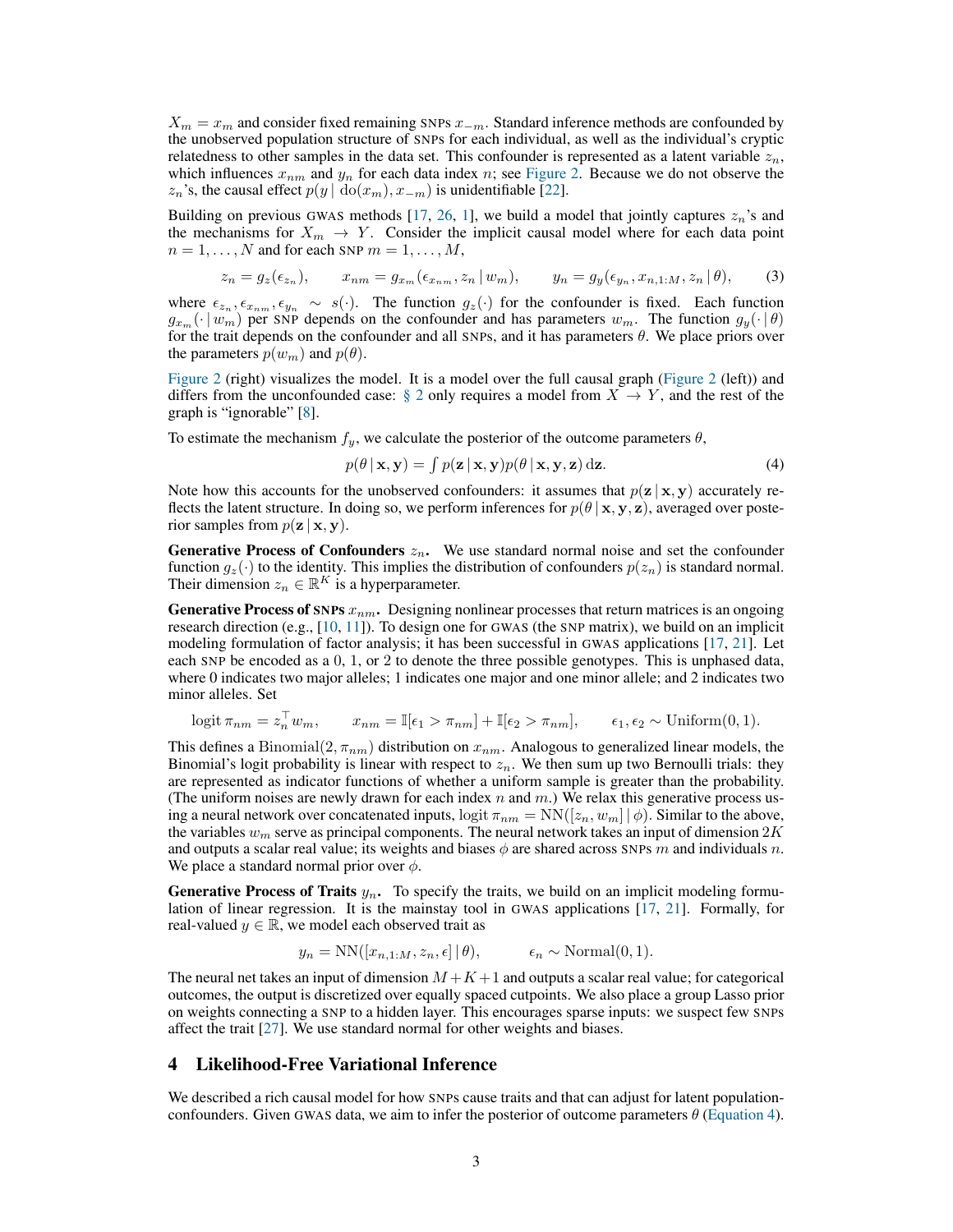$X_m = x_m$ and consider fixed remaining SNPs $x_{-m}$. Standard inference methods are confounded by the unobserved population structure of SNPs for each individual, as well as the individual's cryptic relatedness to other samples in the data set. This confounder is represented as a latent variable $z_n$, which influences $x_{nm}$ and $y_n$ for each data index $n$; see Figure 2. Because we do not observe the $z_n$'s, the causal effect $p(y \mid \mathrm{do}(x_m), x_{-m})$ is unidentifiable [22].

Building on previous GWAS methods [17, 26, 1], we build a model that jointly captures $z_n$'s and the mechanisms for $X_m \to Y$. Consider the implicit causal model where for each data point $n = 1, \dots, N$ and for each SNP $m = 1, \dots, M$,

$$z_n = g_z(\epsilon_{z_n}), \qquad x_{nm} = g_{x_m}(\epsilon_{x_{nm}}, z_n \mid w_m), \qquad y_n = g_y(\epsilon_{y_n}, x_{n,1:M}, z_n \mid \theta), \tag{3}$$

where $\epsilon_{z_n}, \epsilon_{x_{nm}}, \epsilon_{y_n} \sim s(\cdot)$. The function $g_z(\cdot)$ for the confounder is fixed. Each function $g_{x_m}(\cdot \mid w_m)$ per SNP depends on the confounder and has parameters $w_m$. The function $g_y(\cdot \mid \theta)$ for the trait depends on the confounder and all SNPs, and it has parameters $\theta$. We place priors over the parameters $p(w_m)$ and $p(\theta)$.

Figure 2 (right) visualizes the model. It is a model over the full causal graph (Figure 2 (left)) and differs from the unconfounded case: § 2 only requires a model from $X \to Y$, and the rest of the graph is "ignorable" [8].

To estimate the mechanism $f_y$, we calculate the posterior of the outcome parameters $\theta$,

$$p(\theta \mid \mathbf{x}, \mathbf{y}) = \int p(\mathbf{z} \mid \mathbf{x}, \mathbf{y}) p(\theta \mid \mathbf{x}, \mathbf{y}, \mathbf{z}) \, \mathrm{d}\mathbf{z}. \tag{4}$$

Note how this accounts for the unobserved confounders: it assumes that $p(\mathbf{z} \mid \mathbf{x}, \mathbf{y})$ accurately reflects the latent structure. In doing so, we perform inferences for $p(\theta \mid \mathbf{x}, \mathbf{y}, \mathbf{z})$, averaged over posterior samples from $p(\mathbf{z} \mid \mathbf{x}, \mathbf{y})$.

**Generative Process of Confounders $z_n$.** We use standard normal noise and set the confounder function $g_z(\cdot)$ to the identity. This implies the distribution of confounders $p(z_n)$ is standard normal. Their dimension $z_n \in \mathbb{R}^K$ is a hyperparameter.

**Generative Process of SNPs $x_{nm}$.** Designing nonlinear processes that return matrices is an ongoing research direction (e.g., [10, 11]). To design one for GWAS (the SNP matrix), we build on an implicit modeling formulation of factor analysis; it has been successful in GWAS applications [17, 21]. Let each SNP be encoded as a 0, 1, or 2 to denote the three possible genotypes. This is unphased data, where 0 indicates two major alleles; 1 indicates one major and one minor allele; and 2 indicates two minor alleles. Set

$$\operatorname{logit} \pi_{nm} = z_n^\top w_m, \qquad x_{nm} = \mathbb{I}[\epsilon_1 > \pi_{nm}] + \mathbb{I}[\epsilon_2 > \pi_{nm}], \qquad \epsilon_1, \epsilon_2 \sim \mathrm{Uniform}(0, 1).$$

This defines a $\mathrm{Binomial}(2, \pi_{nm})$ distribution on $x_{nm}$. Analogous to generalized linear models, the Binomial's logit probability is linear with respect to $z_n$. We then sum up two Bernoulli trials: they are represented as indicator functions of whether a uniform sample is greater than the probability. (The uniform noises are newly drawn for each index $n$ and $m$.) We relax this generative process using a neural network over concatenated inputs, $\operatorname{logit} \pi_{nm} = \mathrm{NN}([z_n, w_m] \mid \phi)$. Similar to the above, the variables $w_m$ serve as principal components. The neural network takes an input of dimension $2K$ and outputs a scalar real value; its weights and biases $\phi$ are shared across SNPs $m$ and individuals $n$. We place a standard normal prior over $\phi$.

**Generative Process of Traits $y_n$.** To specify the traits, we build on an implicit modeling formulation of linear regression. It is the mainstay tool in GWAS applications [17, 21]. Formally, for real-valued $y \in \mathbb{R}$, we model each observed trait as

$$y_n = \mathrm{NN}([x_{n,1:M}, z_n, \epsilon] \mid \theta), \qquad \epsilon_n \sim \mathrm{Normal}(0, 1).$$

The neural net takes an input of dimension $M + K + 1$ and outputs a scalar real value; for categorical outcomes, the output is discretized over equally spaced cutpoints. We also place a group Lasso prior on weights connecting a SNP to a hidden layer. This encourages sparse inputs: we suspect few SNPs affect the trait [27]. We use standard normal for other weights and biases.

## 4 Likelihood-Free Variational Inference

We described a rich causal model for how SNPs cause traits and that can adjust for latent population-confounders. Given GWAS data, we aim to infer the posterior of outcome parameters $\theta$ (Equation 4).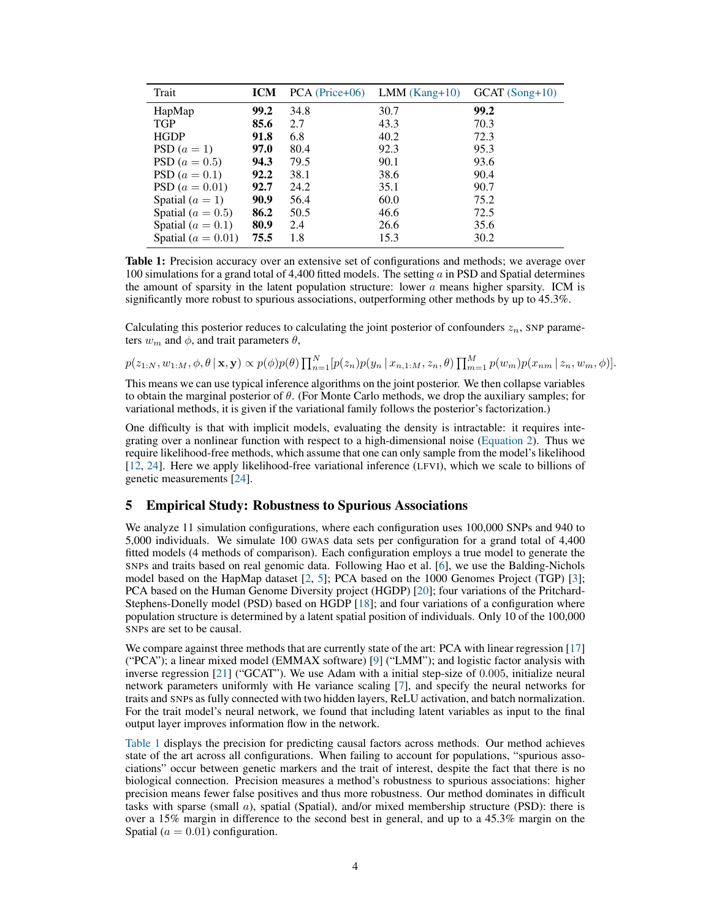| Trait | **ICM** | PCA (Price+06) | LMM (Kang+10) | GCAT (Song+10) |
|---|---|---|---|---|
| HapMap | **99.2** | 34.8 | 30.7 | **99.2** |
| TGP | **85.6** | 2.7 | 43.3 | 70.3 |
| HGDP | **91.8** | 6.8 | 40.2 | 72.3 |
| PSD ($a = 1$) | **97.0** | 80.4 | 92.3 | 95.3 |
| PSD ($a = 0.5$) | **94.3** | 79.5 | 90.1 | 93.6 |
| PSD ($a = 0.1$) | **92.2** | 38.1 | 38.6 | 90.4 |
| PSD ($a = 0.01$) | **92.7** | 24.2 | 35.1 | 90.7 |
| Spatial ($a = 1$) | **90.9** | 56.4 | 60.0 | 75.2 |
| Spatial ($a = 0.5$) | **86.2** | 50.5 | 46.6 | 72.5 |
| Spatial ($a = 0.1$) | **80.9** | 2.4 | 26.6 | 35.6 |
| Spatial ($a = 0.01$) | **75.5** | 1.8 | 15.3 | 30.2 |

**Table 1:** Precision accuracy over an extensive set of configurations and methods; we average over 100 simulations for a grand total of 4,400 fitted models. The setting $a$ in PSD and Spatial determines the amount of sparsity in the latent population structure: lower $a$ means higher sparsity. ICM is significantly more robust to spurious associations, outperforming other methods by up to 45.3%.

Calculating this posterior reduces to calculating the joint posterior of confounders $z_n$, SNP parameters $w_m$ and $\phi$, and trait parameters $\theta$,

$$p(z_{1:N}, w_{1:M}, \phi, \theta \mid \mathbf{x}, \mathbf{y}) \propto p(\phi)p(\theta) \prod_{n=1}^{N} [p(z_n) p(y_n \mid x_{n,1:M}, z_n, \theta) \prod_{m=1}^{M} p(w_m) p(x_{nm} \mid z_n, w_m, \phi)].$$

This means we can use typical inference algorithms on the joint posterior. We then collapse variables to obtain the marginal posterior of $\theta$. (For Monte Carlo methods, we drop the auxiliary samples; for variational methods, it is given if the variational family follows the posterior's factorization.)

One difficulty is that with implicit models, evaluating the density is intractable: it requires integrating over a nonlinear function with respect to a high-dimensional noise (Equation 2). Thus we require likelihood-free methods, which assume that one can only sample from the model's likelihood [12, 24]. Here we apply likelihood-free variational inference (LFVI), which we scale to billions of genetic measurements [24].

## 5 Empirical Study: Robustness to Spurious Associations

We analyze 11 simulation configurations, where each configuration uses 100,000 SNPs and 940 to 5,000 individuals. We simulate 100 GWAS data sets per configuration for a grand total of 4,400 fitted models (4 methods of comparison). Each configuration employs a true model to generate the SNPs and traits based on real genomic data. Following Hao et al. [6], we use the Balding-Nichols model based on the HapMap dataset [2, 5]; PCA based on the 1000 Genomes Project (TGP) [3]; PCA based on the Human Genome Diversity project (HGDP) [20]; four variations of the Pritchard-Stephens-Donelly model (PSD) based on HGDP [18]; and four variations of a configuration where population structure is determined by a latent spatial position of individuals. Only 10 of the 100,000 SNPs are set to be causal.

We compare against three methods that are currently state of the art: PCA with linear regression [17] ("PCA"); a linear mixed model (EMMAX software) [9] ("LMM"); and logistic factor analysis with inverse regression [21] ("GCAT"). We use Adam with a initial step-size of 0.005, initialize neural network parameters uniformly with He variance scaling [7], and specify the neural networks for traits and SNPs as fully connected with two hidden layers, ReLU activation, and batch normalization. For the trait model's neural network, we found that including latent variables as input to the final output layer improves information flow in the network.

Table 1 displays the precision for predicting causal factors across methods. Our method achieves state of the art across all configurations. When failing to account for populations, "spurious associations" occur between genetic markers and the trait of interest, despite the fact that there is no biological connection. Precision measures a method's robustness to spurious associations: higher precision means fewer false positives and thus more robustness. Our method dominates in difficult tasks with sparse (small $a$), spatial (Spatial), and/or mixed membership structure (PSD): there is over a 15% margin in difference to the second best in general, and up to a 45.3% margin on the Spatial ($a = 0.01$) configuration.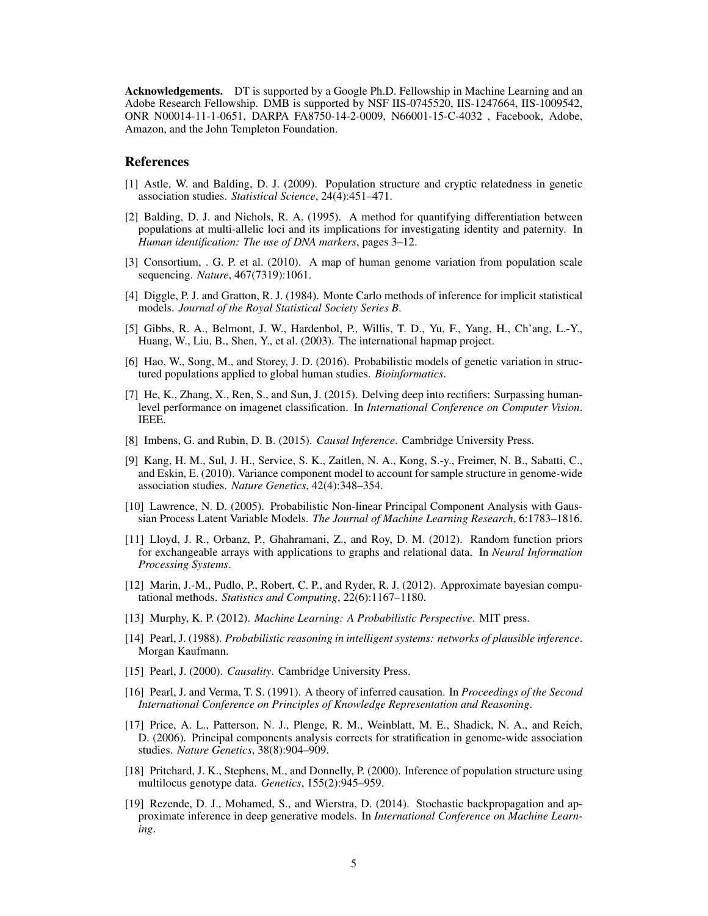**Acknowledgements.** DT is supported by a Google Ph.D. Fellowship in Machine Learning and an Adobe Research Fellowship. DMB is supported by NSF IIS-0745520, IIS-1247664, IIS-1009542, ONR N00014-11-1-0651, DARPA FA8750-14-2-0009, N66001-15-C-4032 , Facebook, Adobe, Amazon, and the John Templeton Foundation.

## References

[1] Astle, W. and Balding, D. J. (2009). Population structure and cryptic relatedness in genetic association studies. *Statistical Science*, 24(4):451–471.

[2] Balding, D. J. and Nichols, R. A. (1995). A method for quantifying differentiation between populations at multi-allelic loci and its implications for investigating identity and paternity. In *Human identification: The use of DNA markers*, pages 3–12.

[3] Consortium, . G. P. et al. (2010). A map of human genome variation from population scale sequencing. *Nature*, 467(7319):1061.

[4] Diggle, P. J. and Gratton, R. J. (1984). Monte Carlo methods of inference for implicit statistical models. *Journal of the Royal Statistical Society Series B*.

[5] Gibbs, R. A., Belmont, J. W., Hardenbol, P., Willis, T. D., Yu, F., Yang, H., Ch'ang, L.-Y., Huang, W., Liu, B., Shen, Y., et al. (2003). The international hapmap project.

[6] Hao, W., Song, M., and Storey, J. D. (2016). Probabilistic models of genetic variation in structured populations applied to global human studies. *Bioinformatics*.

[7] He, K., Zhang, X., Ren, S., and Sun, J. (2015). Delving deep into rectifiers: Surpassing human-level performance on imagenet classification. In *International Conference on Computer Vision*. IEEE.

[8] Imbens, G. and Rubin, D. B. (2015). *Causal Inference*. Cambridge University Press.

[9] Kang, H. M., Sul, J. H., Service, S. K., Zaitlen, N. A., Kong, S.-y., Freimer, N. B., Sabatti, C., and Eskin, E. (2010). Variance component model to account for sample structure in genome-wide association studies. *Nature Genetics*, 42(4):348–354.

[10] Lawrence, N. D. (2005). Probabilistic Non-linear Principal Component Analysis with Gaussian Process Latent Variable Models. *The Journal of Machine Learning Research*, 6:1783–1816.

[11] Lloyd, J. R., Orbanz, P., Ghahramani, Z., and Roy, D. M. (2012). Random function priors for exchangeable arrays with applications to graphs and relational data. In *Neural Information Processing Systems*.

[12] Marin, J.-M., Pudlo, P., Robert, C. P., and Ryder, R. J. (2012). Approximate bayesian computational methods. *Statistics and Computing*, 22(6):1167–1180.

[13] Murphy, K. P. (2012). *Machine Learning: A Probabilistic Perspective*. MIT press.

[14] Pearl, J. (1988). *Probabilistic reasoning in intelligent systems: networks of plausible inference*. Morgan Kaufmann.

[15] Pearl, J. (2000). *Causality*. Cambridge University Press.

[16] Pearl, J. and Verma, T. S. (1991). A theory of inferred causation. In *Proceedings of the Second International Conference on Principles of Knowledge Representation and Reasoning*.

[17] Price, A. L., Patterson, N. J., Plenge, R. M., Weinblatt, M. E., Shadick, N. A., and Reich, D. (2006). Principal components analysis corrects for stratification in genome-wide association studies. *Nature Genetics*, 38(8):904–909.

[18] Pritchard, J. K., Stephens, M., and Donnelly, P. (2000). Inference of population structure using multilocus genotype data. *Genetics*, 155(2):945–959.

[19] Rezende, D. J., Mohamed, S., and Wierstra, D. (2014). Stochastic backpropagation and approximate inference in deep generative models. In *International Conference on Machine Learning*.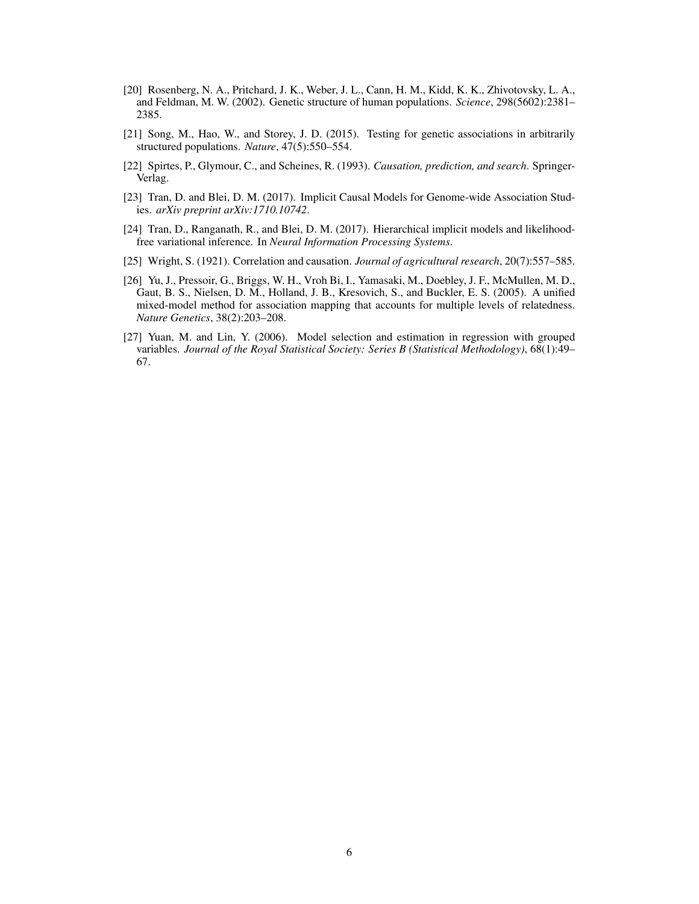[20] Rosenberg, N. A., Pritchard, J. K., Weber, J. L., Cann, H. M., Kidd, K. K., Zhivotovsky, L. A., and Feldman, M. W. (2002). Genetic structure of human populations. *Science*, 298(5602):2381–2385.

[21] Song, M., Hao, W., and Storey, J. D. (2015). Testing for genetic associations in arbitrarily structured populations. *Nature*, 47(5):550–554.

[22] Spirtes, P., Glymour, C., and Scheines, R. (1993). *Causation, prediction, and search*. Springer-Verlag.

[23] Tran, D. and Blei, D. M. (2017). Implicit Causal Models for Genome-wide Association Studies. *arXiv preprint arXiv:1710.10742*.

[24] Tran, D., Ranganath, R., and Blei, D. M. (2017). Hierarchical implicit models and likelihood-free variational inference. In *Neural Information Processing Systems*.

[25] Wright, S. (1921). Correlation and causation. *Journal of agricultural research*, 20(7):557–585.

[26] Yu, J., Pressoir, G., Briggs, W. H., Vroh Bi, I., Yamasaki, M., Doebley, J. F., McMullen, M. D., Gaut, B. S., Nielsen, D. M., Holland, J. B., Kresovich, S., and Buckler, E. S. (2005). A unified mixed-model method for association mapping that accounts for multiple levels of relatedness. *Nature Genetics*, 38(2):203–208.

[27] Yuan, M. and Lin, Y. (2006). Model selection and estimation in regression with grouped variables. *Journal of the Royal Statistical Society: Series B (Statistical Methodology)*, 68(1):49–67.